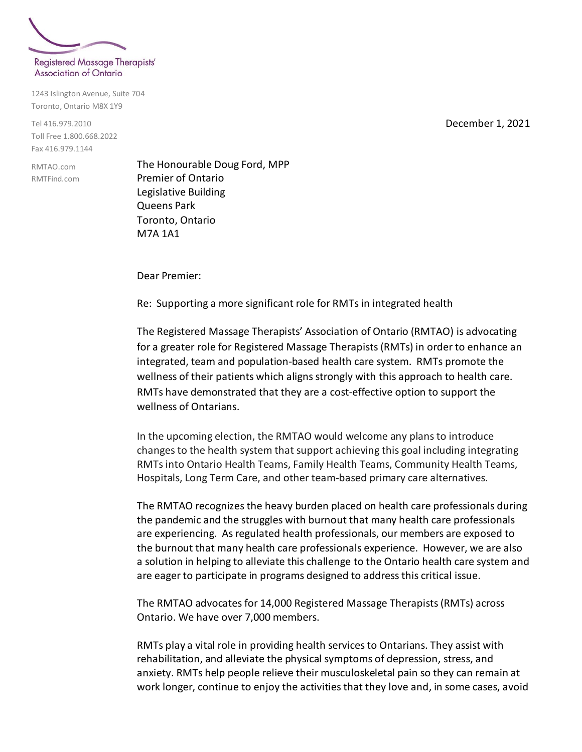Registered Massage Therapists' Association of Ontario

1243 Islington Avenue, Suite 704
Toronto, Ontario M8X 1Y9

Tel 416.979.2010
Toll Free 1.800.668.2022
Fax 416.979.1144

RMTAO.com
RMTFind.com

December 1, 2021

The Honourable Doug Ford, MPP
Premier of Ontario
Legislative Building
Queens Park
Toronto, Ontario
M7A 1A1

Dear Premier:

Re: Supporting a more significant role for RMTs in integrated health

The Registered Massage Therapists' Association of Ontario (RMTAO) is advocating for a greater role for Registered Massage Therapists (RMTs) in order to enhance an integrated, team and population-based health care system. RMTs promote the wellness of their patients which aligns strongly with this approach to health care. RMTs have demonstrated that they are a cost-effective option to support the wellness of Ontarians.

In the upcoming election, the RMTAO would welcome any plans to introduce changes to the health system that support achieving this goal including integrating RMTs into Ontario Health Teams, Family Health Teams, Community Health Teams, Hospitals, Long Term Care, and other team-based primary care alternatives.

The RMTAO recognizes the heavy burden placed on health care professionals during the pandemic and the struggles with burnout that many health care professionals are experiencing. As regulated health professionals, our members are exposed to the burnout that many health care professionals experience. However, we are also a solution in helping to alleviate this challenge to the Ontario health care system and are eager to participate in programs designed to address this critical issue.

The RMTAO advocates for 14,000 Registered Massage Therapists (RMTs) across Ontario. We have over 7,000 members.

RMTs play a vital role in providing health services to Ontarians. They assist with rehabilitation, and alleviate the physical symptoms of depression, stress, and anxiety. RMTs help people relieve their musculoskeletal pain so they can remain at work longer, continue to enjoy the activities that they love and, in some cases, avoid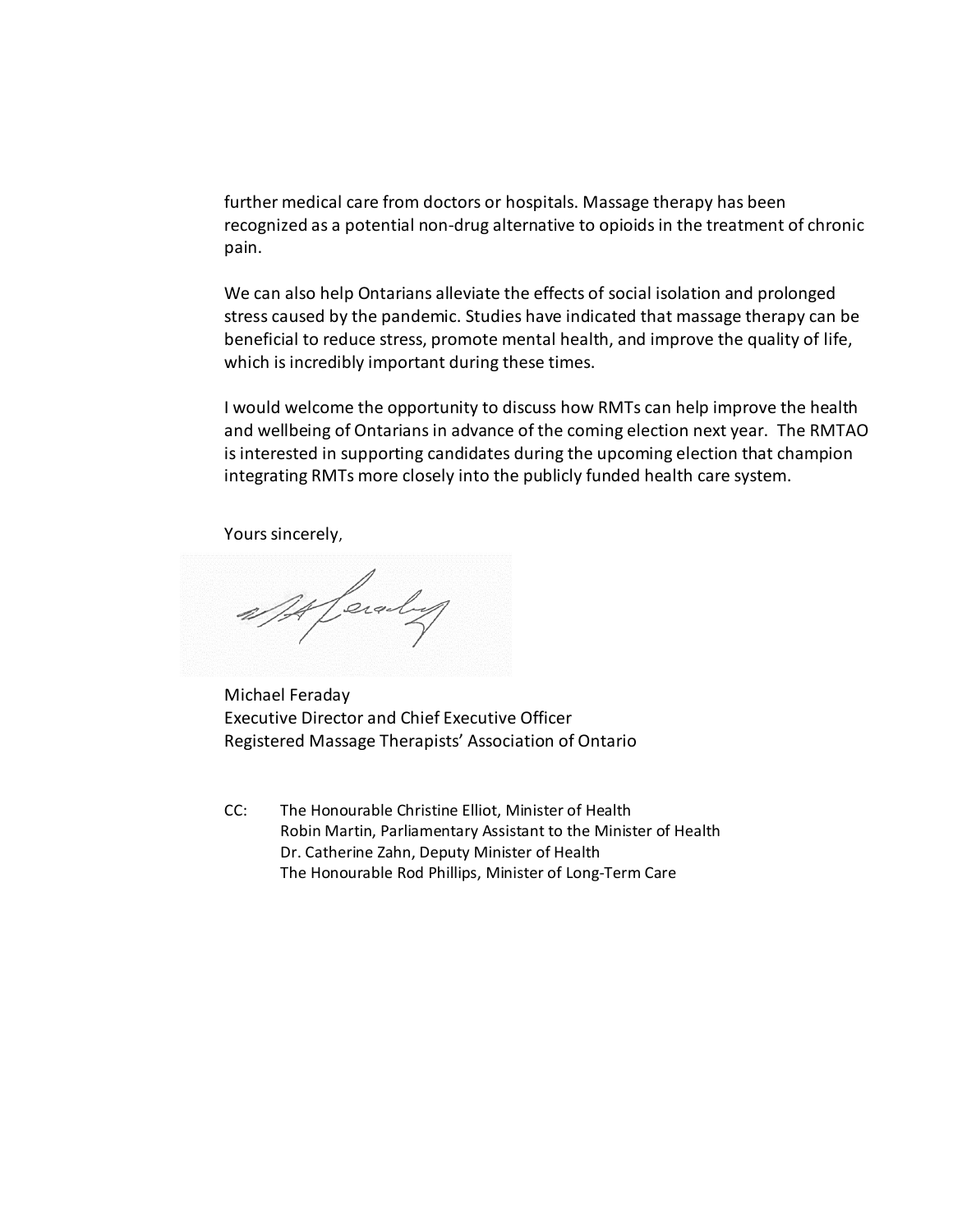further medical care from doctors or hospitals. Massage therapy has been recognized as a potential non-drug alternative to opioids in the treatment of chronic pain.

We can also help Ontarians alleviate the effects of social isolation and prolonged stress caused by the pandemic. Studies have indicated that massage therapy can be beneficial to reduce stress, promote mental health, and improve the quality of life, which is incredibly important during these times.

I would welcome the opportunity to discuss how RMTs can help improve the health and wellbeing of Ontarians in advance of the coming election next year. The RMTAO is interested in supporting candidates during the upcoming election that champion integrating RMTs more closely into the publicly funded health care system.

Yours sincerely,

Michael Feraday
Executive Director and Chief Executive Officer
Registered Massage Therapists' Association of Ontario

CC: The Honourable Christine Elliot, Minister of Health
Robin Martin, Parliamentary Assistant to the Minister of Health
Dr. Catherine Zahn, Deputy Minister of Health
The Honourable Rod Phillips, Minister of Long-Term Care